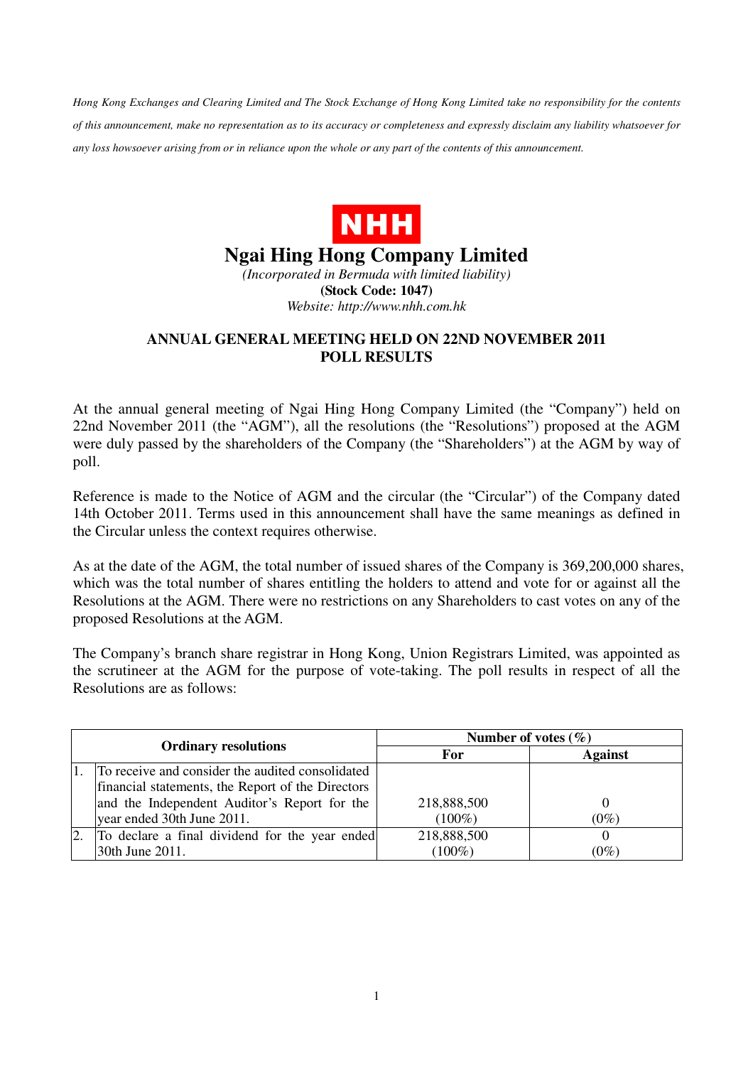*Hong Kong Exchanges and Clearing Limited and The Stock Exchange of Hong Kong Limited take no responsibility for the contents of this announcement, make no representation as to its accuracy or completeness and expressly disclaim any liability whatsoever for any loss howsoever arising from or in reliance upon the whole or any part of the contents of this announcement.*

**NHH**

# Ngai Hing Hong Company Limited

*(Incorporated in Bermuda with limited liability)*

**(Stock Code: 1047)**

*Website: http://www.nhh.com.hk*

## ANNUAL GENERAL MEETING HELD ON 22ND NOVEMBER 2011 POLL RESULTS

At the annual general meeting of Ngai Hing Hong Company Limited (the "Company") held on 22nd November 2011 (the "AGM"), all the resolutions (the "Resolutions") proposed at the AGM were duly passed by the shareholders of the Company (the "Shareholders") at the AGM by way of poll.

Reference is made to the Notice of AGM and the circular (the "Circular") of the Company dated 14th October 2011. Terms used in this announcement shall have the same meanings as defined in the Circular unless the context requires otherwise.

As at the date of the AGM, the total number of issued shares of the Company is 369,200,000 shares, which was the total number of shares entitling the holders to attend and vote for or against all the Resolutions at the AGM. There were no restrictions on any Shareholders to cast votes on any of the proposed Resolutions at the AGM.

The Company's branch share registrar in Hong Kong, Union Registrars Limited, was appointed as the scrutineer at the AGM for the purpose of vote-taking. The poll results in respect of all the Resolutions are as follows:

| Ordinary resolutions | | Number of votes (%) | |
|---|---|---|---|
| | | For | Against |
| 1. | To receive and consider the audited consolidated financial statements, the Report of the Directors and the Independent Auditor's Report for the year ended 30th June 2011. | 218,888,500 (100%) | 0 (0%) |
| 2. | To declare a final dividend for the year ended 30th June 2011. | 218,888,500 (100%) | 0 (0%) |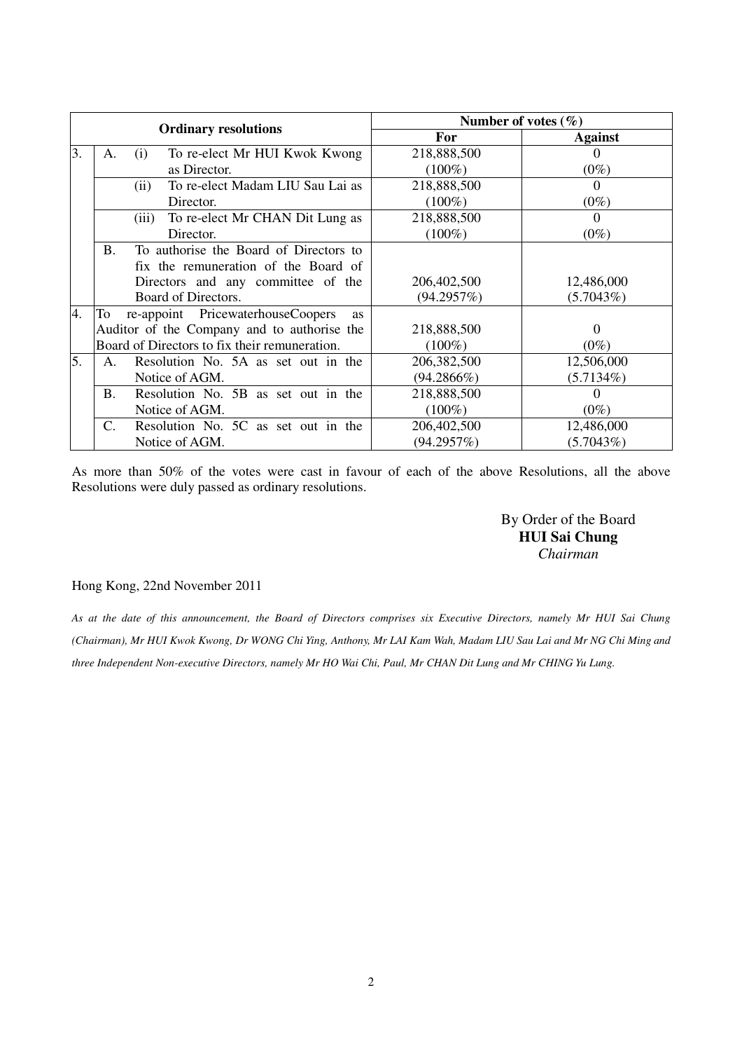| Ordinary resolutions | | | Number of votes (%) | |
|---|---|---|---|---|
| | | | For | Against |
| 3. | A. | (i) To re-elect Mr HUI Kwok Kwong as Director. | 218,888,500 (100%) | 0 (0%) |
| | | (ii) To re-elect Madam LIU Sau Lai as Director. | 218,888,500 (100%) | 0 (0%) |
| | | (iii) To re-elect Mr CHAN Dit Lung as Director. | 218,888,500 (100%) | 0 (0%) |
| | B. | To authorise the Board of Directors to fix the remuneration of the Board of Directors and any committee of the Board of Directors. | 206,402,500 (94.2957%) | 12,486,000 (5.7043%) |
| 4. | | To re-appoint PricewaterhouseCoopers as Auditor of the Company and to authorise the Board of Directors to fix their remuneration. | 218,888,500 (100%) | 0 (0%) |
| 5. | A. | Resolution No. 5A as set out in the Notice of AGM. | 206,382,500 (94.2866%) | 12,506,000 (5.7134%) |
| | B. | Resolution No. 5B as set out in the Notice of AGM. | 218,888,500 (100%) | 0 (0%) |
| | C. | Resolution No. 5C as set out in the Notice of AGM. | 206,402,500 (94.2957%) | 12,486,000 (5.7043%) |

As more than 50% of the votes were cast in favour of each of the above Resolutions, all the above Resolutions were duly passed as ordinary resolutions.

By Order of the Board
**HUI Sai Chung**
*Chairman*

Hong Kong, 22nd November 2011

*As at the date of this announcement, the Board of Directors comprises six Executive Directors, namely Mr HUI Sai Chung (Chairman), Mr HUI Kwok Kwong, Dr WONG Chi Ying, Anthony, Mr LAI Kam Wah, Madam LIU Sau Lai and Mr NG Chi Ming and three Independent Non-executive Directors, namely Mr HO Wai Chi, Paul, Mr CHAN Dit Lung and Mr CHING Yu Lung.*